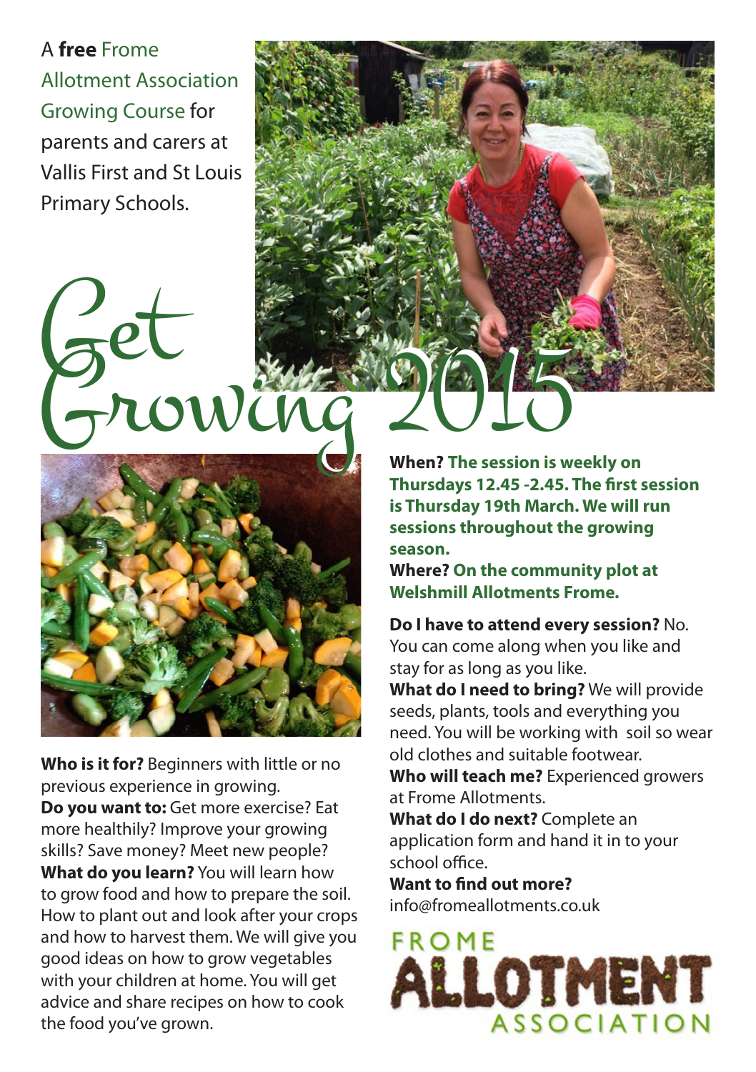A **free** Frome Allotment Association Growing Course for parents and carers at Vallis First and St Louis Primary Schools.

# Get Growing 2015

**Who is it for?** Beginners with little or no previous experience in growing.

**Do you want to:** Get more exercise? Eat more healthily? Improve your growing skills? Save money? Meet new people?

**What do you learn?** You will learn how to grow food and how to prepare the soil. How to plant out and look after your crops and how to harvest them. We will give you good ideas on how to grow vegetables with your children at home. You will get advice and share recipes on how to cook the food you've grown.

**When? The session is weekly on Thursdays 12.45 -2.45. The first session is Thursday 19th March. We will run sessions throughout the growing season.**

**Where? On the community plot at Welshmill Allotments Frome.**

**Do I have to attend every session?** No. You can come along when you like and stay for as long as you like.

**What do I need to bring?** We will provide seeds, plants, tools and everything you need. You will be working with soil so wear old clothes and suitable footwear.

**Who will teach me?** Experienced growers at Frome Allotments.

**What do I do next?** Complete an application form and hand it in to your school office.

**Want to find out more?**
info@fromeallotments.co.uk

FROME ALLOTMENT ASSOCIATION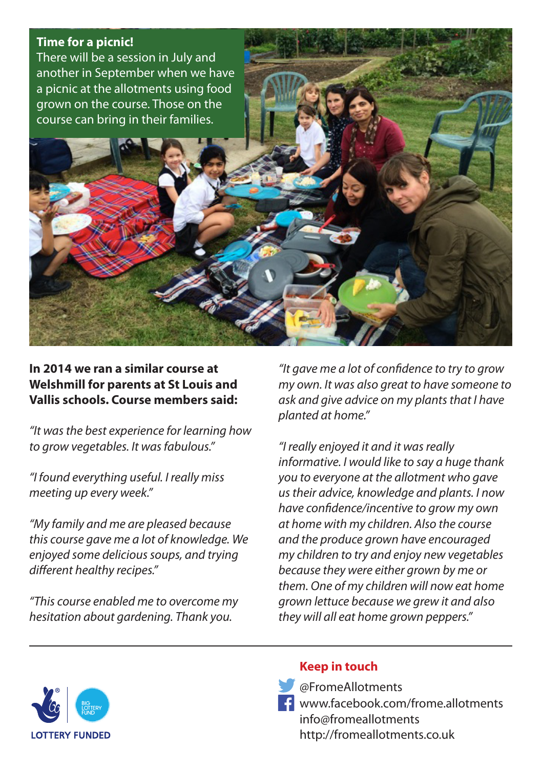**Time for a picnic!**
There will be a session in July and another in September when we have a picnic at the allotments using food grown on the course. Those on the course can bring in their families.

**In 2014 we ran a similar course at Welshmill for parents at St Louis and Vallis schools. Course members said:**

*"It was the best experience for learning how to grow vegetables. It was fabulous."*

*"I found everything useful. I really miss meeting up every week."*

*"My family and me are pleased because this course gave me a lot of knowledge. We enjoyed some delicious soups, and trying different healthy recipes."*

*"This course enabled me to overcome my hesitation about gardening. Thank you.*

*"It gave me a lot of confidence to try to grow my own. It was also great to have someone to ask and give advice on my plants that I have planted at home."*

*"I really enjoyed it and it was really informative. I would like to say a huge thank you to everyone at the allotment who gave us their advice, knowledge and plants. I now have confidence/incentive to grow my own at home with my children. Also the course and the produce grown have encouraged my children to try and enjoy new vegetables because they were either grown by me or them. One of my children will now eat home grown lettuce because we grew it and also they will all eat home grown peppers."*

---

LOTTERY FUNDED

BIG LOTTERY FUND

## Keep in touch

@FromeAllotments
www.facebook.com/frome.allotments
info@fromeallotments
http://fromeallotments.co.uk